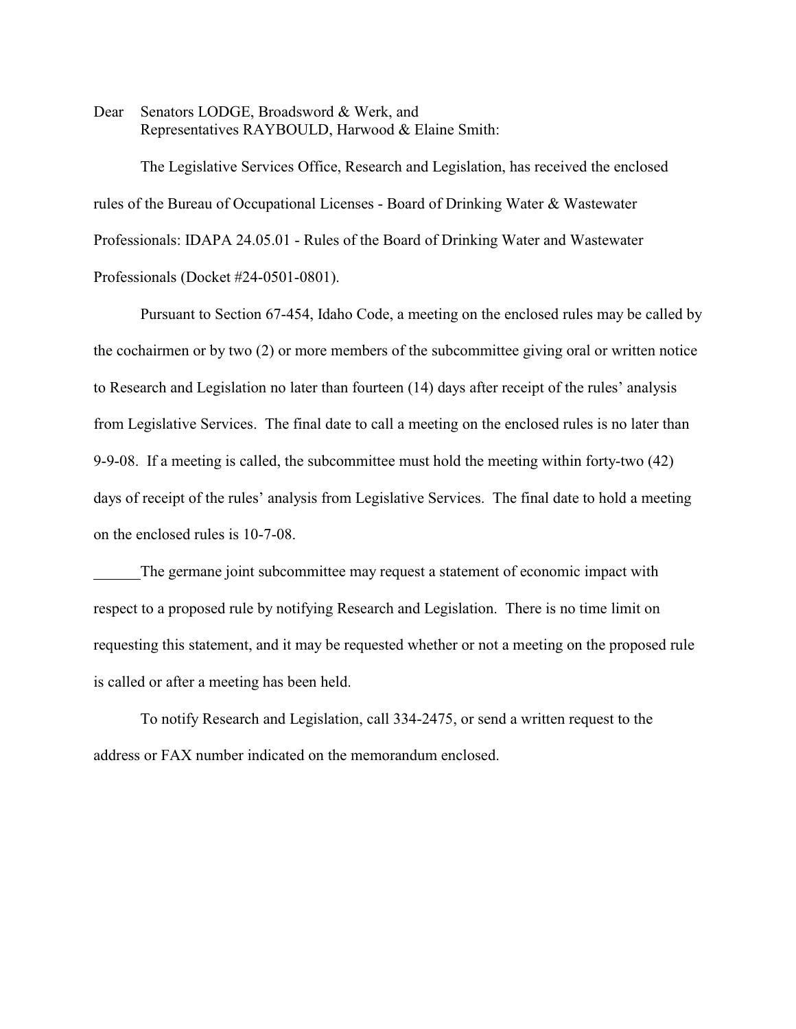Dear Senators LODGE, Broadsword & Werk, and
Representatives RAYBOULD, Harwood & Elaine Smith:

The Legislative Services Office, Research and Legislation, has received the enclosed rules of the Bureau of Occupational Licenses - Board of Drinking Water & Wastewater Professionals: IDAPA 24.05.01 - Rules of the Board of Drinking Water and Wastewater Professionals (Docket #24-0501-0801).

Pursuant to Section 67-454, Idaho Code, a meeting on the enclosed rules may be called by the cochairmen or by two (2) or more members of the subcommittee giving oral or written notice to Research and Legislation no later than fourteen (14) days after receipt of the rules' analysis from Legislative Services. The final date to call a meeting on the enclosed rules is no later than 9-9-08. If a meeting is called, the subcommittee must hold the meeting within forty-two (42) days of receipt of the rules' analysis from Legislative Services. The final date to hold a meeting on the enclosed rules is 10-7-08.

______The germane joint subcommittee may request a statement of economic impact with respect to a proposed rule by notifying Research and Legislation. There is no time limit on requesting this statement, and it may be requested whether or not a meeting on the proposed rule is called or after a meeting has been held.

To notify Research and Legislation, call 334-2475, or send a written request to the address or FAX number indicated on the memorandum enclosed.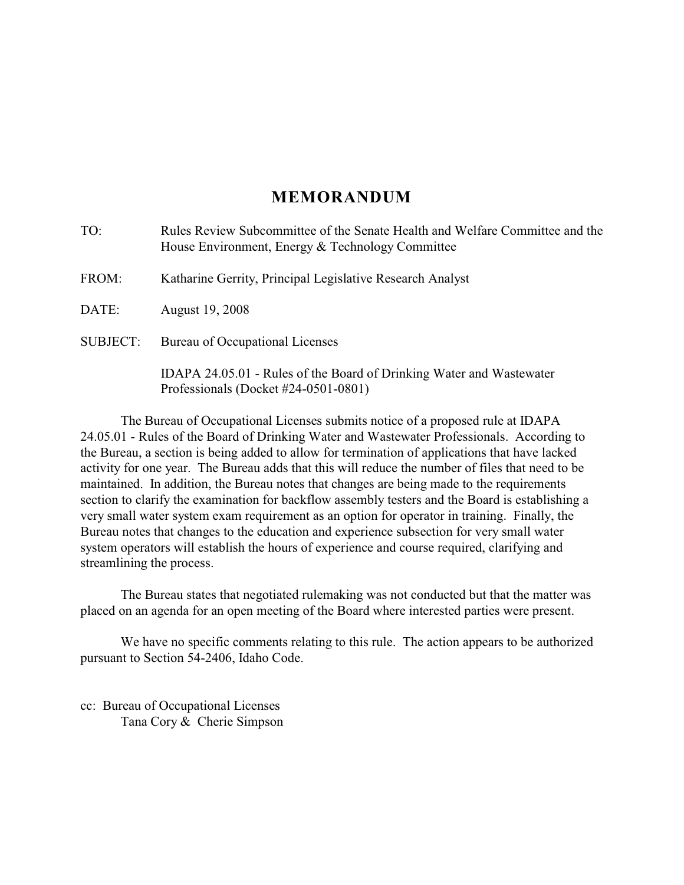# MEMORANDUM

TO: Rules Review Subcommittee of the Senate Health and Welfare Committee and the House Environment, Energy & Technology Committee

FROM: Katharine Gerrity, Principal Legislative Research Analyst

DATE: August 19, 2008

SUBJECT: Bureau of Occupational Licenses

IDAPA 24.05.01 - Rules of the Board of Drinking Water and Wastewater Professionals (Docket #24-0501-0801)

The Bureau of Occupational Licenses submits notice of a proposed rule at IDAPA 24.05.01 - Rules of the Board of Drinking Water and Wastewater Professionals. According to the Bureau, a section is being added to allow for termination of applications that have lacked activity for one year. The Bureau adds that this will reduce the number of files that need to be maintained. In addition, the Bureau notes that changes are being made to the requirements section to clarify the examination for backflow assembly testers and the Board is establishing a very small water system exam requirement as an option for operator in training. Finally, the Bureau notes that changes to the education and experience subsection for very small water system operators will establish the hours of experience and course required, clarifying and streamlining the process.

The Bureau states that negotiated rulemaking was not conducted but that the matter was placed on an agenda for an open meeting of the Board where interested parties were present.

We have no specific comments relating to this rule. The action appears to be authorized pursuant to Section 54-2406, Idaho Code.

cc: Bureau of Occupational Licenses
Tana Cory & Cherie Simpson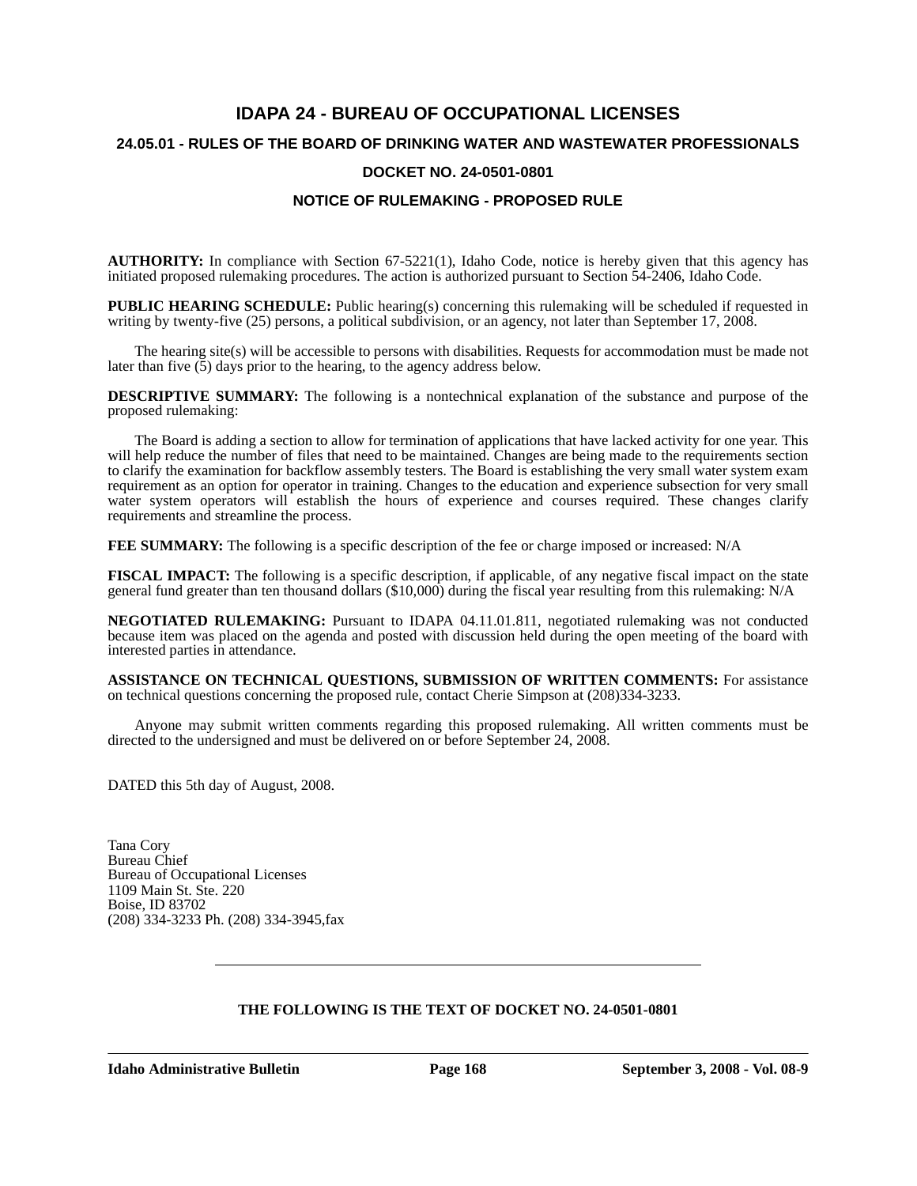# IDAPA 24 - BUREAU OF OCCUPATIONAL LICENSES

## 24.05.01 - RULES OF THE BOARD OF DRINKING WATER AND WASTEWATER PROFESSIONALS

## DOCKET NO. 24-0501-0801

## NOTICE OF RULEMAKING - PROPOSED RULE

**AUTHORITY:** In compliance with Section 67-5221(1), Idaho Code, notice is hereby given that this agency has initiated proposed rulemaking procedures. The action is authorized pursuant to Section 54-2406, Idaho Code.

**PUBLIC HEARING SCHEDULE:** Public hearing(s) concerning this rulemaking will be scheduled if requested in writing by twenty-five (25) persons, a political subdivision, or an agency, not later than September 17, 2008.

The hearing site(s) will be accessible to persons with disabilities. Requests for accommodation must be made not later than five (5) days prior to the hearing, to the agency address below.

**DESCRIPTIVE SUMMARY:** The following is a nontechnical explanation of the substance and purpose of the proposed rulemaking:

The Board is adding a section to allow for termination of applications that have lacked activity for one year. This will help reduce the number of files that need to be maintained. Changes are being made to the requirements section to clarify the examination for backflow assembly testers. The Board is establishing the very small water system exam requirement as an option for operator in training. Changes to the education and experience subsection for very small water system operators will establish the hours of experience and courses required. These changes clarify requirements and streamline the process.

**FEE SUMMARY:** The following is a specific description of the fee or charge imposed or increased: N/A

**FISCAL IMPACT:** The following is a specific description, if applicable, of any negative fiscal impact on the state general fund greater than ten thousand dollars ($10,000) during the fiscal year resulting from this rulemaking: N/A

**NEGOTIATED RULEMAKING:** Pursuant to IDAPA 04.11.01.811, negotiated rulemaking was not conducted because item was placed on the agenda and posted with discussion held during the open meeting of the board with interested parties in attendance.

**ASSISTANCE ON TECHNICAL QUESTIONS, SUBMISSION OF WRITTEN COMMENTS:** For assistance on technical questions concerning the proposed rule, contact Cherie Simpson at (208)334-3233.

Anyone may submit written comments regarding this proposed rulemaking. All written comments must be directed to the undersigned and must be delivered on or before September 24, 2008.

DATED this 5th day of August, 2008.

Tana Cory
Bureau Chief
Bureau of Occupational Licenses
1109 Main St. Ste. 220
Boise, ID 83702
(208) 334-3233 Ph. (208) 334-3945,fax

---

**THE FOLLOWING IS THE TEXT OF DOCKET NO. 24-0501-0801**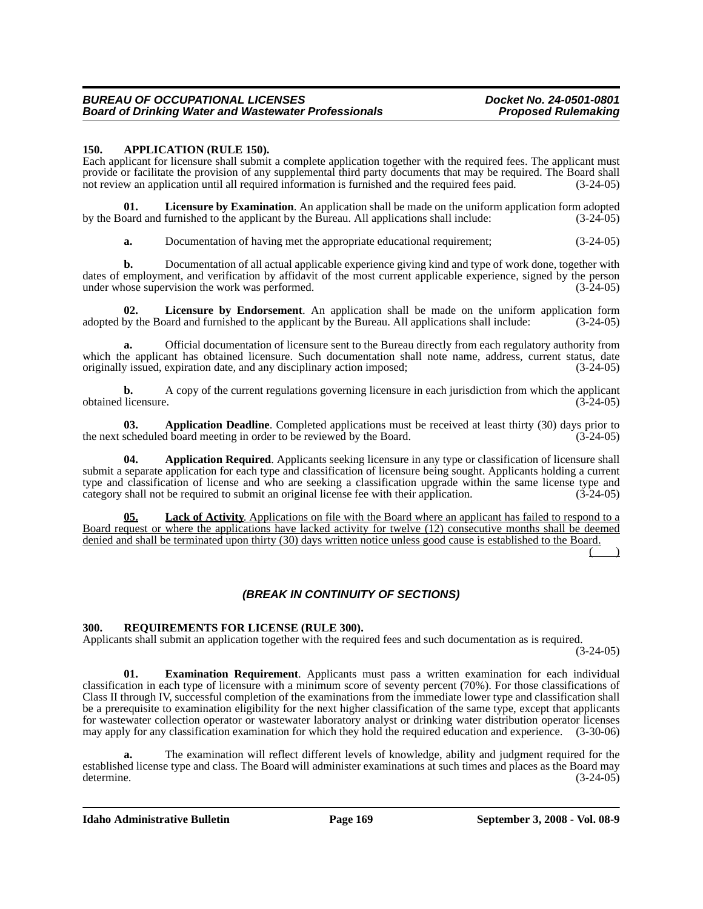**150. APPLICATION (RULE 150).**

Each applicant for licensure shall submit a complete application together with the required fees. The applicant must provide or facilitate the provision of any supplemental third party documents that may be required. The Board shall not review an application until all required information is furnished and the required fees paid. (3-24-05)

**01. Licensure by Examination**. An application shall be made on the uniform application form adopted by the Board and furnished to the applicant by the Bureau. All applications shall include: (3-24-05)

**a.** Documentation of having met the appropriate educational requirement; (3-24-05)

**b.** Documentation of all actual applicable experience giving kind and type of work done, together with dates of employment, and verification by affidavit of the most current applicable experience, signed by the person under whose supervision the work was performed. (3-24-05)

**02. Licensure by Endorsement**. An application shall be made on the uniform application form adopted by the Board and furnished to the applicant by the Bureau. All applications shall include: (3-24-05)

**a.** Official documentation of licensure sent to the Bureau directly from each regulatory authority from which the applicant has obtained licensure. Such documentation shall note name, address, current status, date originally issued, expiration date, and any disciplinary action imposed; (3-24-05)

**b.** A copy of the current regulations governing licensure in each jurisdiction from which the applicant obtained licensure. (3-24-05)

**03. Application Deadline**. Completed applications must be received at least thirty (30) days prior to the next scheduled board meeting in order to be reviewed by the Board. (3-24-05)

**04. Application Required**. Applicants seeking licensure in any type or classification of licensure shall submit a separate application for each type and classification of licensure being sought. Applicants holding a current type and classification of license and who are seeking a classification upgrade within the same license type and category shall not be required to submit an original license fee with their application. (3-24-05)

**05. Lack of Activity**. Applications on file with the Board where an applicant has failed to respond to a Board request or where the applications have lacked activity for twelve (12) consecutive months shall be deemed denied and shall be terminated upon thirty (30) days written notice unless good cause is established to the Board. ( )

***(BREAK IN CONTINUITY OF SECTIONS)***

**300. REQUIREMENTS FOR LICENSE (RULE 300).**

Applicants shall submit an application together with the required fees and such documentation as is required. (3-24-05)

**01. Examination Requirement**. Applicants must pass a written examination for each individual classification in each type of licensure with a minimum score of seventy percent (70%). For those classifications of Class II through IV, successful completion of the examinations from the immediate lower type and classification shall be a prerequisite to examination eligibility for the next higher classification of the same type, except that applicants for wastewater collection operator or wastewater laboratory analyst or drinking water distribution operator licenses may apply for any classification examination for which they hold the required education and experience. (3-30-06)

**a.** The examination will reflect different levels of knowledge, ability and judgment required for the established license type and class. The Board will administer examinations at such times and places as the Board may determine. (3-24-05)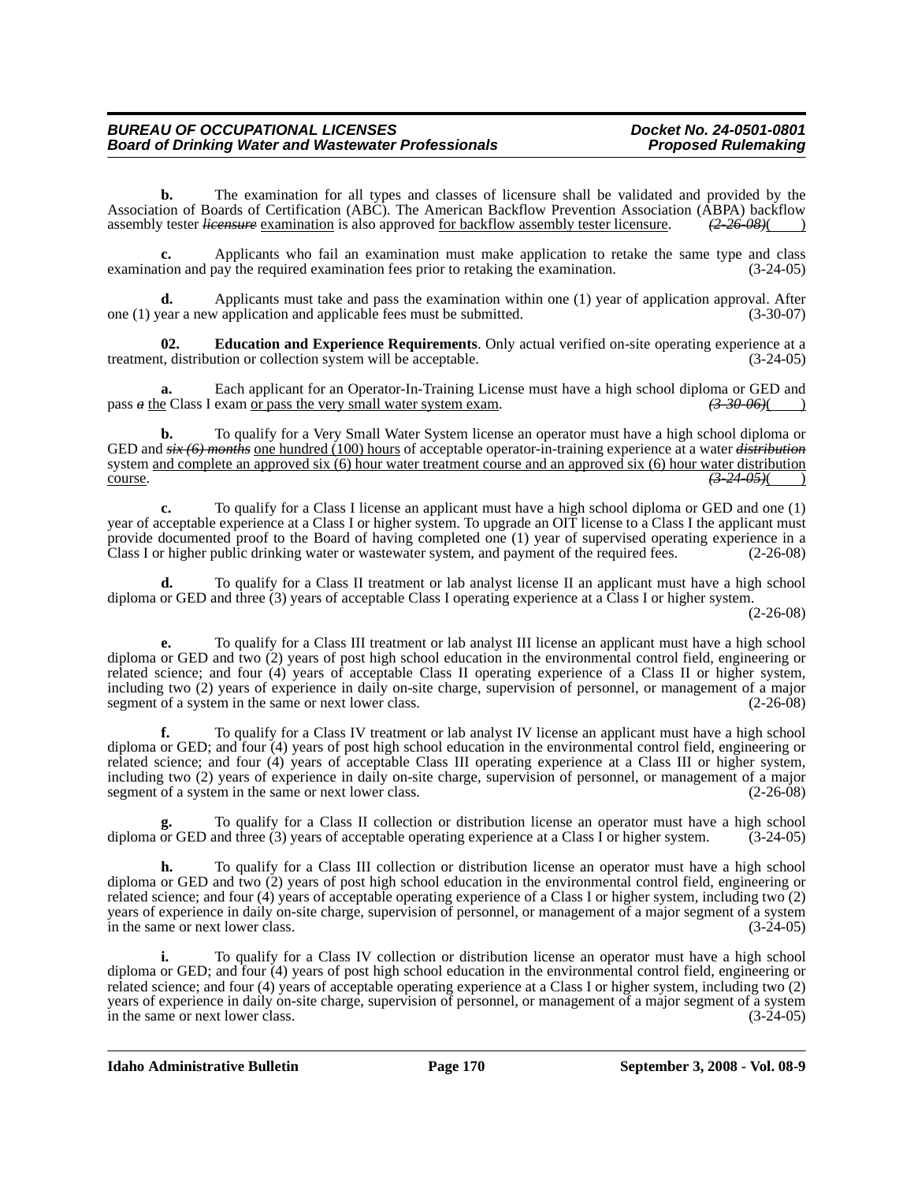**b.** The examination for all types and classes of licensure shall be validated and provided by the Association of Boards of Certification (ABC). The American Backflow Prevention Association (ABPA) backflow assembly tester ~~*licensure*~~ examination is also approved for backflow assembly tester licensure. ~~*(2-26-08)*~~( )

**c.** Applicants who fail an examination must make application to retake the same type and class examination and pay the required examination fees prior to retaking the examination. (3-24-05)

**d.** Applicants must take and pass the examination within one (1) year of application approval. After one (1) year a new application and applicable fees must be submitted. (3-30-07)

**02. Education and Experience Requirements**. Only actual verified on-site operating experience at a treatment, distribution or collection system will be acceptable. (3-24-05)

**a.** Each applicant for an Operator-In-Training License must have a high school diploma or GED and pass ~~*a*~~ the Class I exam or pass the very small water system exam. ~~*(3-30-06)*~~( )

**b.** To qualify for a Very Small Water System license an operator must have a high school diploma or GED and ~~*six (6) months*~~ one hundred (100) hours of acceptable operator-in-training experience at a water ~~*distribution*~~ system and complete an approved six (6) hour water treatment course and an approved six (6) hour water distribution course. ~~*(3-24-05)*~~( )

**c.** To qualify for a Class I license an applicant must have a high school diploma or GED and one (1) year of acceptable experience at a Class I or higher system. To upgrade an OIT license to a Class I the applicant must provide documented proof to the Board of having completed one (1) year of supervised operating experience in a Class I or higher public drinking water or wastewater system, and payment of the required fees. (2-26-08)

**d.** To qualify for a Class II treatment or lab analyst license II an applicant must have a high school diploma or GED and three (3) years of acceptable Class I operating experience at a Class I or higher system. (2-26-08)

**e.** To qualify for a Class III treatment or lab analyst III license an applicant must have a high school diploma or GED and two (2) years of post high school education in the environmental control field, engineering or related science; and four (4) years of acceptable Class II operating experience of a Class II or higher system, including two (2) years of experience in daily on-site charge, supervision of personnel, or management of a major segment of a system in the same or next lower class. (2-26-08)

**f.** To qualify for a Class IV treatment or lab analyst IV license an applicant must have a high school diploma or GED; and four (4) years of post high school education in the environmental control field, engineering or related science; and four (4) years of acceptable Class III operating experience at a Class III or higher system, including two (2) years of experience in daily on-site charge, supervision of personnel, or management of a major segment of a system in the same or next lower class. (2-26-08)

**g.** To qualify for a Class II collection or distribution license an operator must have a high school diploma or GED and three (3) years of acceptable operating experience at a Class I or higher system. (3-24-05)

**h.** To qualify for a Class III collection or distribution license an operator must have a high school diploma or GED and two (2) years of post high school education in the environmental control field, engineering or related science; and four (4) years of acceptable operating experience of a Class I or higher system, including two (2) years of experience in daily on-site charge, supervision of personnel, or management of a major segment of a system in the same or next lower class. (3-24-05)

**i.** To qualify for a Class IV collection or distribution license an operator must have a high school diploma or GED; and four (4) years of post high school education in the environmental control field, engineering or related science; and four (4) years of acceptable operating experience at a Class I or higher system, including two (2) years of experience in daily on-site charge, supervision of personnel, or management of a major segment of a system in the same or next lower class. (3-24-05)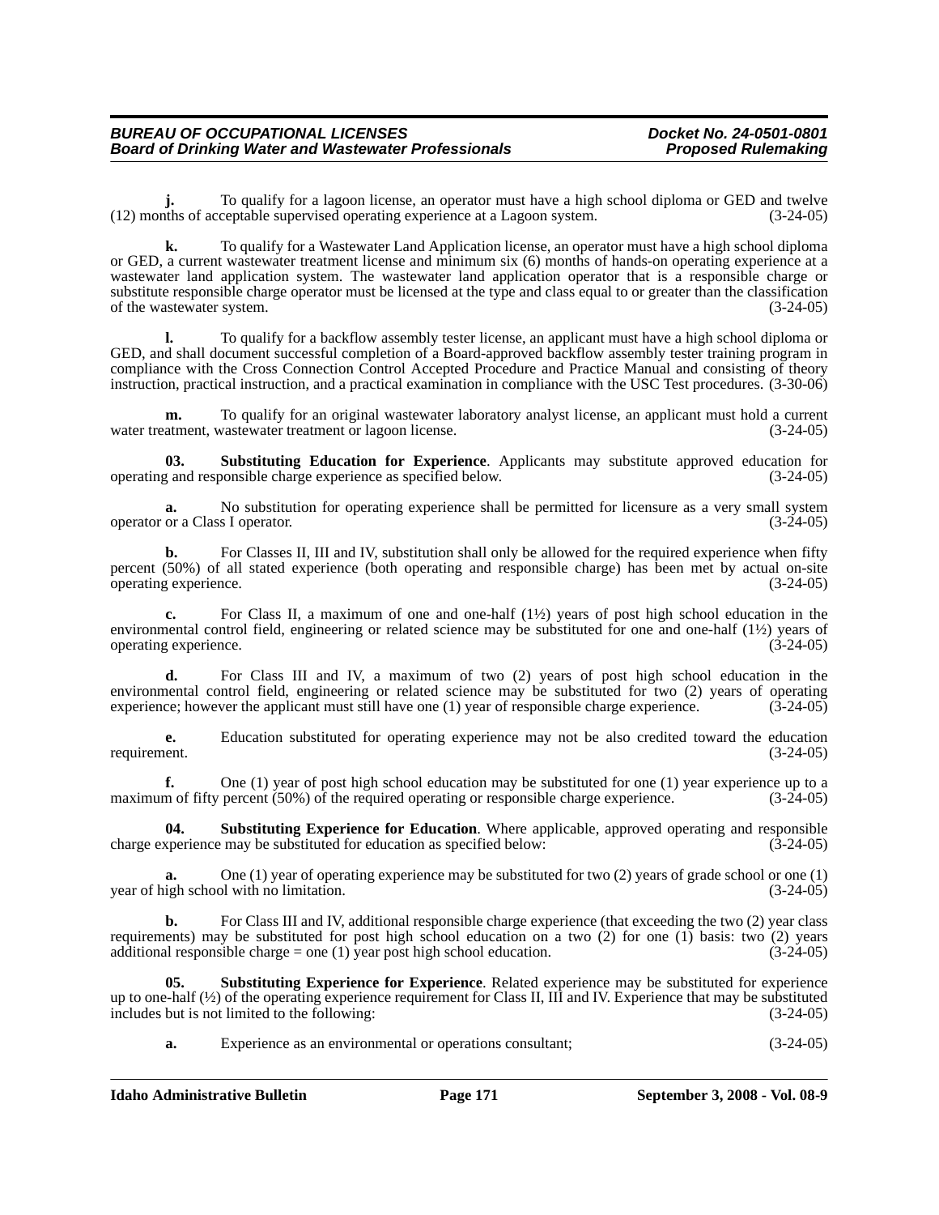**j.** To qualify for a lagoon license, an operator must have a high school diploma or GED and twelve (12) months of acceptable supervised operating experience at a Lagoon system. (3-24-05)

**k.** To qualify for a Wastewater Land Application license, an operator must have a high school diploma or GED, a current wastewater treatment license and minimum six (6) months of hands-on operating experience at a wastewater land application system. The wastewater land application operator that is a responsible charge or substitute responsible charge operator must be licensed at the type and class equal to or greater than the classification of the wastewater system. (3-24-05)

**l.** To qualify for a backflow assembly tester license, an applicant must have a high school diploma or GED, and shall document successful completion of a Board-approved backflow assembly tester training program in compliance with the Cross Connection Control Accepted Procedure and Practice Manual and consisting of theory instruction, practical instruction, and a practical examination in compliance with the USC Test procedures. (3-30-06)

**m.** To qualify for an original wastewater laboratory analyst license, an applicant must hold a current water treatment, wastewater treatment or lagoon license. (3-24-05)

**03. Substituting Education for Experience**. Applicants may substitute approved education for operating and responsible charge experience as specified below. (3-24-05)

**a.** No substitution for operating experience shall be permitted for licensure as a very small system operator or a Class I operator. (3-24-05)

**b.** For Classes II, III and IV, substitution shall only be allowed for the required experience when fifty percent (50%) of all stated experience (both operating and responsible charge) has been met by actual on-site operating experience. (3-24-05)

**c.** For Class II, a maximum of one and one-half (1½) years of post high school education in the environmental control field, engineering or related science may be substituted for one and one-half (1½) years of operating experience. (3-24-05)

**d.** For Class III and IV, a maximum of two (2) years of post high school education in the environmental control field, engineering or related science may be substituted for two (2) years of operating experience; however the applicant must still have one (1) year of responsible charge experience. (3-24-05)

**e.** Education substituted for operating experience may not be also credited toward the education requirement. (3-24-05)

**f.** One (1) year of post high school education may be substituted for one (1) year experience up to a maximum of fifty percent (50%) of the required operating or responsible charge experience. (3-24-05)

**04. Substituting Experience for Education**. Where applicable, approved operating and responsible charge experience may be substituted for education as specified below: (3-24-05)

**a.** One (1) year of operating experience may be substituted for two (2) years of grade school or one (1) year of high school with no limitation. (3-24-05)

**b.** For Class III and IV, additional responsible charge experience (that exceeding the two (2) year class requirements) may be substituted for post high school education on a two (2) for one (1) basis: two (2) years additional responsible charge = one (1) year post high school education. (3-24-05)

**05. Substituting Experience for Experience**. Related experience may be substituted for experience up to one-half (½) of the operating experience requirement for Class II, III and IV. Experience that may be substituted includes but is not limited to the following: (3-24-05)

**a.** Experience as an environmental or operations consultant; (3-24-05)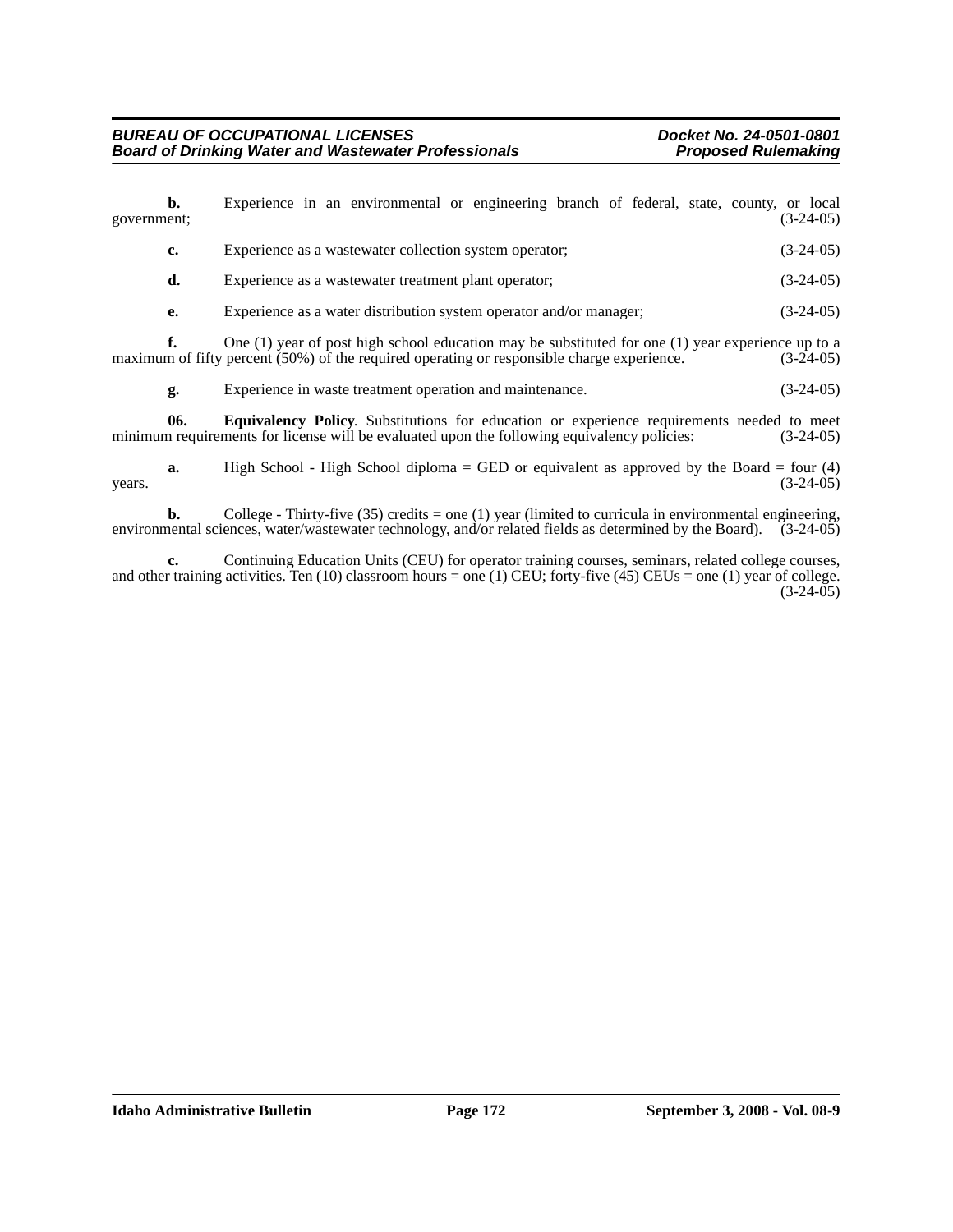**b.** Experience in an environmental or engineering branch of federal, state, county, or local government; (3-24-05)

**c.** Experience as a wastewater collection system operator; (3-24-05)

**d.** Experience as a wastewater treatment plant operator; (3-24-05)

**e.** Experience as a water distribution system operator and/or manager; (3-24-05)

**f.** One (1) year of post high school education may be substituted for one (1) year experience up to a maximum of fifty percent (50%) of the required operating or responsible charge experience. (3-24-05)

**g.** Experience in waste treatment operation and maintenance. (3-24-05)

**06. Equivalency Policy**. Substitutions for education or experience requirements needed to meet minimum requirements for license will be evaluated upon the following equivalency policies: (3-24-05)

**a.** High School - High School diploma = GED or equivalent as approved by the Board = four (4) years. (3-24-05)

**b.** College - Thirty-five (35) credits = one (1) year (limited to curricula in environmental engineering, environmental sciences, water/wastewater technology, and/or related fields as determined by the Board). (3-24-05)

**c.** Continuing Education Units (CEU) for operator training courses, seminars, related college courses, and other training activities. Ten (10) classroom hours = one (1) CEU; forty-five (45) CEUs = one (1) year of college. (3-24-05)